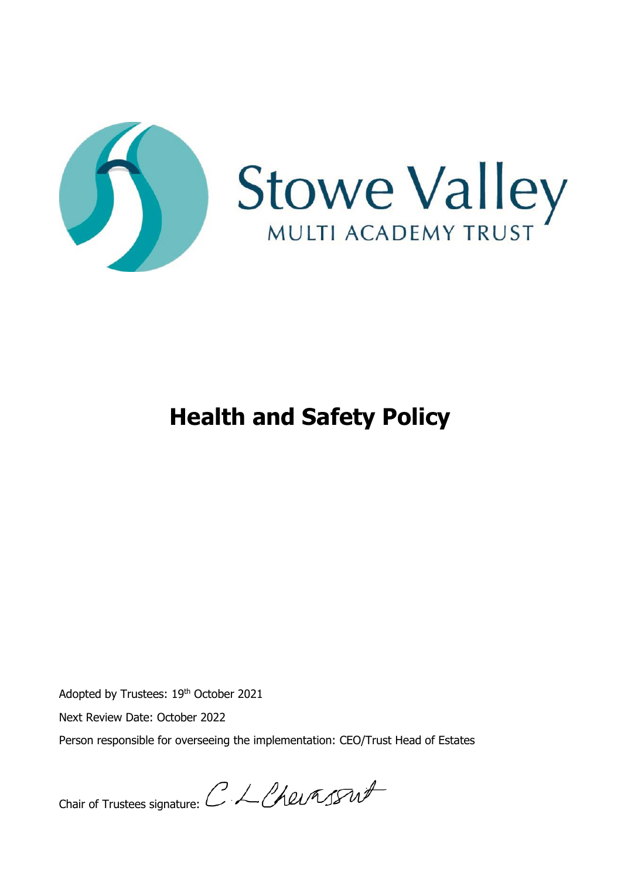Stowe Valley

MULTI ACADEMY TRUST

# Health and Safety Policy

Adopted by Trustees: 19th October 2021

Next Review Date: October 2022

Person responsible for overseeing the implementation: CEO/Trust Head of Estates

Chair of Trustees signature: C L Chevassut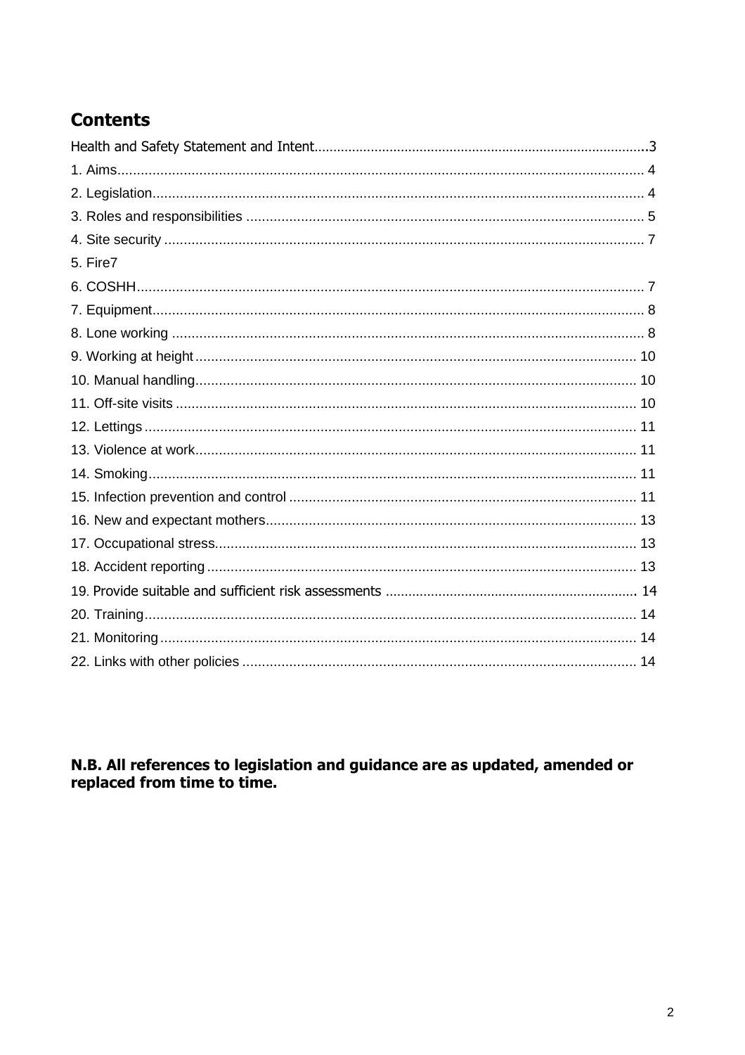## Contents

Health and Safety Statement and Intent......................................................................................3
1. Aims........................................................................................................................................ 4
2. Legislation............................................................................................................................... 4
3. Roles and responsibilities ...................................................................................................... 5
4. Site security ........................................................................................................................... 7
5. Fire7
6. COSHH.................................................................................................................................. 7
7. Equipment.............................................................................................................................. 8
8. Lone working ......................................................................................................................... 8
9. Working at height.................................................................................................................. 10
10. Manual handling.................................................................................................................. 10
11. Off-site visits ....................................................................................................................... 10
12. Lettings ............................................................................................................................... 11
13. Violence at work.................................................................................................................. 11
14. Smoking.............................................................................................................................. 11
15. Infection prevention and control .......................................................................................... 11
16. New and expectant mothers................................................................................................ 13
17. Occupational stress............................................................................................................. 13
18. Accident reporting ............................................................................................................... 13
19. Provide suitable and sufficient risk assessments .................................................................. 14
20. Training............................................................................................................................... 14
21. Monitoring........................................................................................................................... 14
22. Links with other policies ...................................................................................................... 14

**N.B. All references to legislation and guidance are as updated, amended or replaced from time to time.**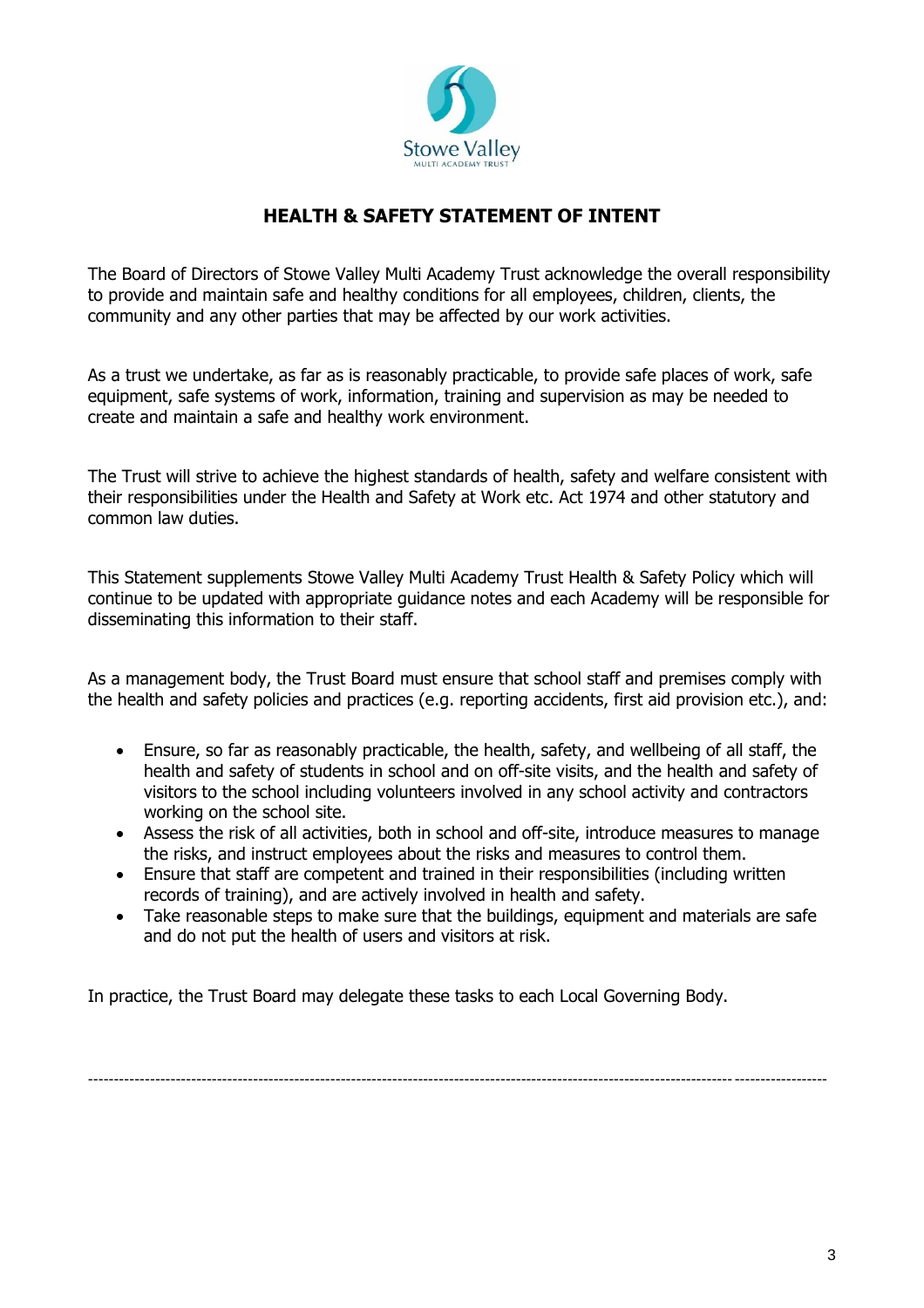# HEALTH & SAFETY STATEMENT OF INTENT

The Board of Directors of Stowe Valley Multi Academy Trust acknowledge the overall responsibility to provide and maintain safe and healthy conditions for all employees, children, clients, the community and any other parties that may be affected by our work activities.

As a trust we undertake, as far as is reasonably practicable, to provide safe places of work, safe equipment, safe systems of work, information, training and supervision as may be needed to create and maintain a safe and healthy work environment.

The Trust will strive to achieve the highest standards of health, safety and welfare consistent with their responsibilities under the Health and Safety at Work etc. Act 1974 and other statutory and common law duties.

This Statement supplements Stowe Valley Multi Academy Trust Health & Safety Policy which will continue to be updated with appropriate guidance notes and each Academy will be responsible for disseminating this information to their staff.

As a management body, the Trust Board must ensure that school staff and premises comply with the health and safety policies and practices (e.g. reporting accidents, first aid provision etc.), and:

- Ensure, so far as reasonably practicable, the health, safety, and wellbeing of all staff, the health and safety of students in school and on off-site visits, and the health and safety of visitors to the school including volunteers involved in any school activity and contractors working on the school site.
- Assess the risk of all activities, both in school and off-site, introduce measures to manage the risks, and instruct employees about the risks and measures to control them.
- Ensure that staff are competent and trained in their responsibilities (including written records of training), and are actively involved in health and safety.
- Take reasonable steps to make sure that the buildings, equipment and materials are safe and do not put the health of users and visitors at risk.

In practice, the Trust Board may delegate these tasks to each Local Governing Body.

---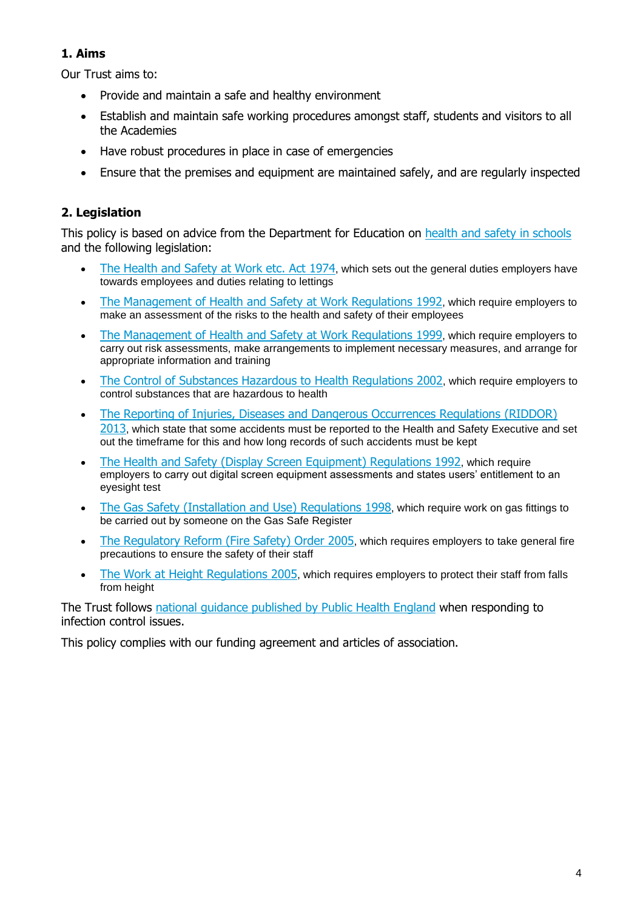## 1. Aims

Our Trust aims to:

- Provide and maintain a safe and healthy environment
- Establish and maintain safe working procedures amongst staff, students and visitors to all the Academies
- Have robust procedures in place in case of emergencies
- Ensure that the premises and equipment are maintained safely, and are regularly inspected

## 2. Legislation

This policy is based on advice from the Department for Education on health and safety in schools and the following legislation:

- The Health and Safety at Work etc. Act 1974, which sets out the general duties employers have towards employees and duties relating to lettings
- The Management of Health and Safety at Work Regulations 1992, which require employers to make an assessment of the risks to the health and safety of their employees
- The Management of Health and Safety at Work Regulations 1999, which require employers to carry out risk assessments, make arrangements to implement necessary measures, and arrange for appropriate information and training
- The Control of Substances Hazardous to Health Regulations 2002, which require employers to control substances that are hazardous to health
- The Reporting of Injuries, Diseases and Dangerous Occurrences Regulations (RIDDOR) 2013, which state that some accidents must be reported to the Health and Safety Executive and set out the timeframe for this and how long records of such accidents must be kept
- The Health and Safety (Display Screen Equipment) Regulations 1992, which require employers to carry out digital screen equipment assessments and states users' entitlement to an eyesight test
- The Gas Safety (Installation and Use) Regulations 1998, which require work on gas fittings to be carried out by someone on the Gas Safe Register
- The Regulatory Reform (Fire Safety) Order 2005, which requires employers to take general fire precautions to ensure the safety of their staff
- The Work at Height Regulations 2005, which requires employers to protect their staff from falls from height

The Trust follows national guidance published by Public Health England when responding to infection control issues.

This policy complies with our funding agreement and articles of association.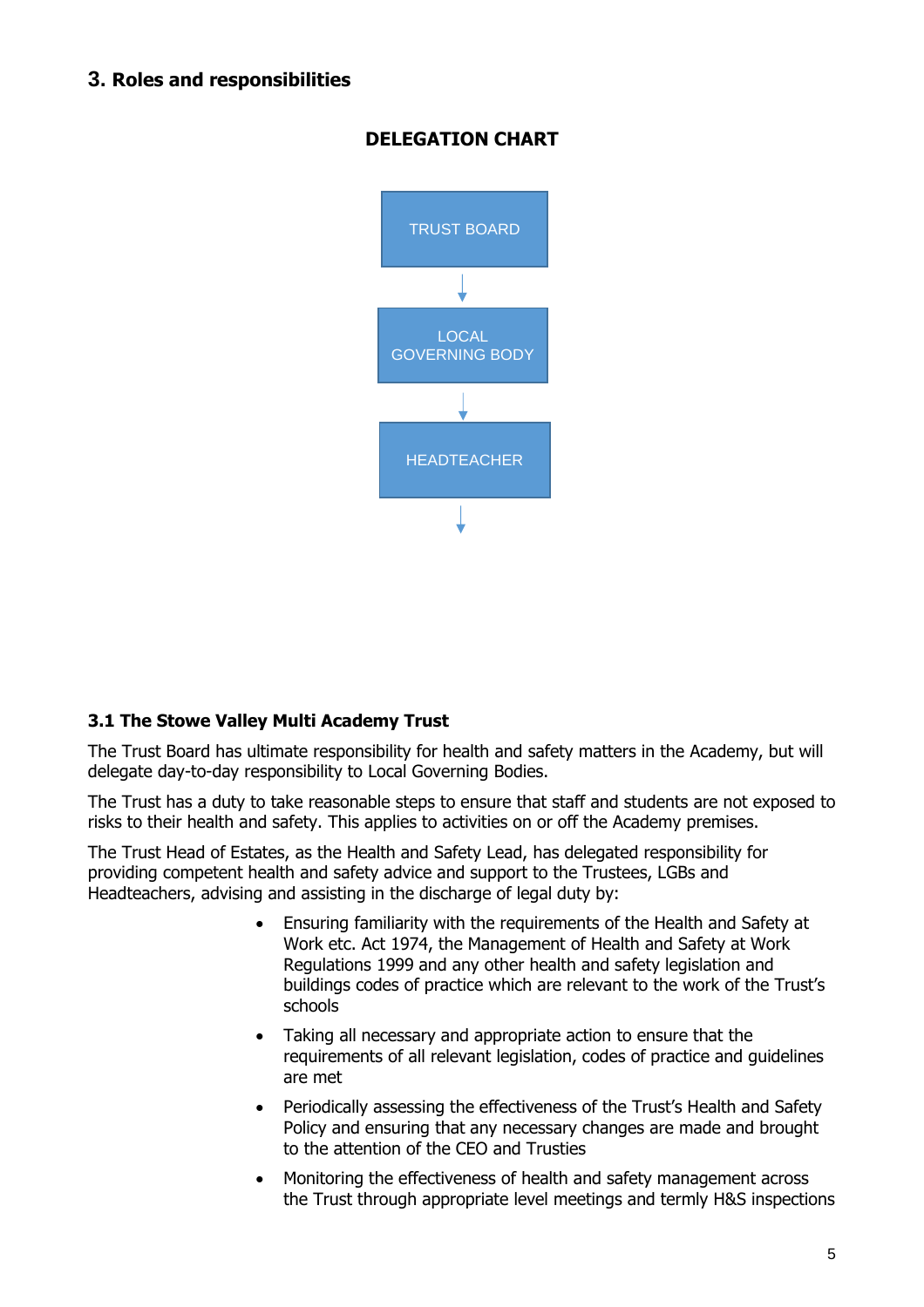## 3. Roles and responsibilities

**DELEGATION CHART**

TRUST BOARD

LOCAL GOVERNING BODY

HEADTEACHER

### 3.1 The Stowe Valley Multi Academy Trust

The Trust Board has ultimate responsibility for health and safety matters in the Academy, but will delegate day-to-day responsibility to Local Governing Bodies.

The Trust has a duty to take reasonable steps to ensure that staff and students are not exposed to risks to their health and safety. This applies to activities on or off the Academy premises.

The Trust Head of Estates, as the Health and Safety Lead, has delegated responsibility for providing competent health and safety advice and support to the Trustees, LGBs and Headteachers, advising and assisting in the discharge of legal duty by:

- Ensuring familiarity with the requirements of the Health and Safety at Work etc. Act 1974, the Management of Health and Safety at Work Regulations 1999 and any other health and safety legislation and buildings codes of practice which are relevant to the work of the Trust's schools
- Taking all necessary and appropriate action to ensure that the requirements of all relevant legislation, codes of practice and guidelines are met
- Periodically assessing the effectiveness of the Trust's Health and Safety Policy and ensuring that any necessary changes are made and brought to the attention of the CEO and Trusties
- Monitoring the effectiveness of health and safety management across the Trust through appropriate level meetings and termly H&S inspections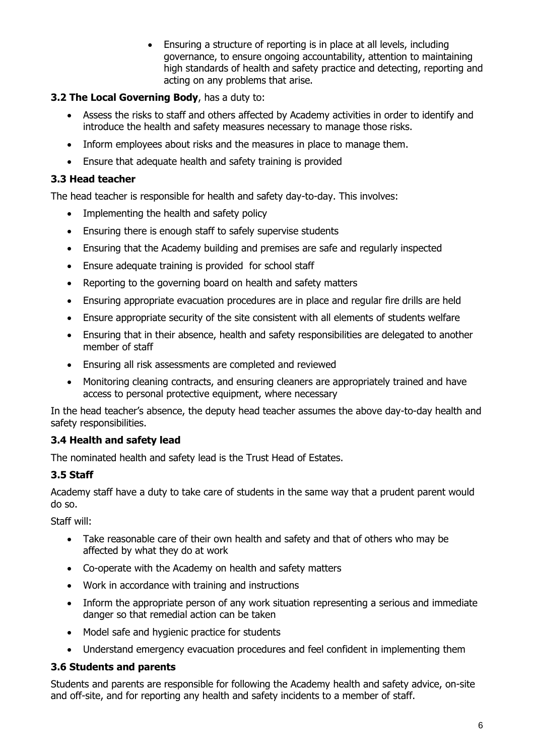- Ensuring a structure of reporting is in place at all levels, including governance, to ensure ongoing accountability, attention to maintaining high standards of health and safety practice and detecting, reporting and acting on any problems that arise.

### 3.2 The Local Governing Body, has a duty to:

- Assess the risks to staff and others affected by Academy activities in order to identify and introduce the health and safety measures necessary to manage those risks.
- Inform employees about risks and the measures in place to manage them.
- Ensure that adequate health and safety training is provided

### 3.3 Head teacher

The head teacher is responsible for health and safety day-to-day. This involves:

- Implementing the health and safety policy
- Ensuring there is enough staff to safely supervise students
- Ensuring that the Academy building and premises are safe and regularly inspected
- Ensure adequate training is provided for school staff
- Reporting to the governing board on health and safety matters
- Ensuring appropriate evacuation procedures are in place and regular fire drills are held
- Ensure appropriate security of the site consistent with all elements of students welfare
- Ensuring that in their absence, health and safety responsibilities are delegated to another member of staff
- Ensuring all risk assessments are completed and reviewed
- Monitoring cleaning contracts, and ensuring cleaners are appropriately trained and have access to personal protective equipment, where necessary

In the head teacher's absence, the deputy head teacher assumes the above day-to-day health and safety responsibilities.

### 3.4 Health and safety lead

The nominated health and safety lead is the Trust Head of Estates.

### 3.5 Staff

Academy staff have a duty to take care of students in the same way that a prudent parent would do so.

Staff will:

- Take reasonable care of their own health and safety and that of others who may be affected by what they do at work
- Co-operate with the Academy on health and safety matters
- Work in accordance with training and instructions
- Inform the appropriate person of any work situation representing a serious and immediate danger so that remedial action can be taken
- Model safe and hygienic practice for students
- Understand emergency evacuation procedures and feel confident in implementing them

### 3.6 Students and parents

Students and parents are responsible for following the Academy health and safety advice, on-site and off-site, and for reporting any health and safety incidents to a member of staff.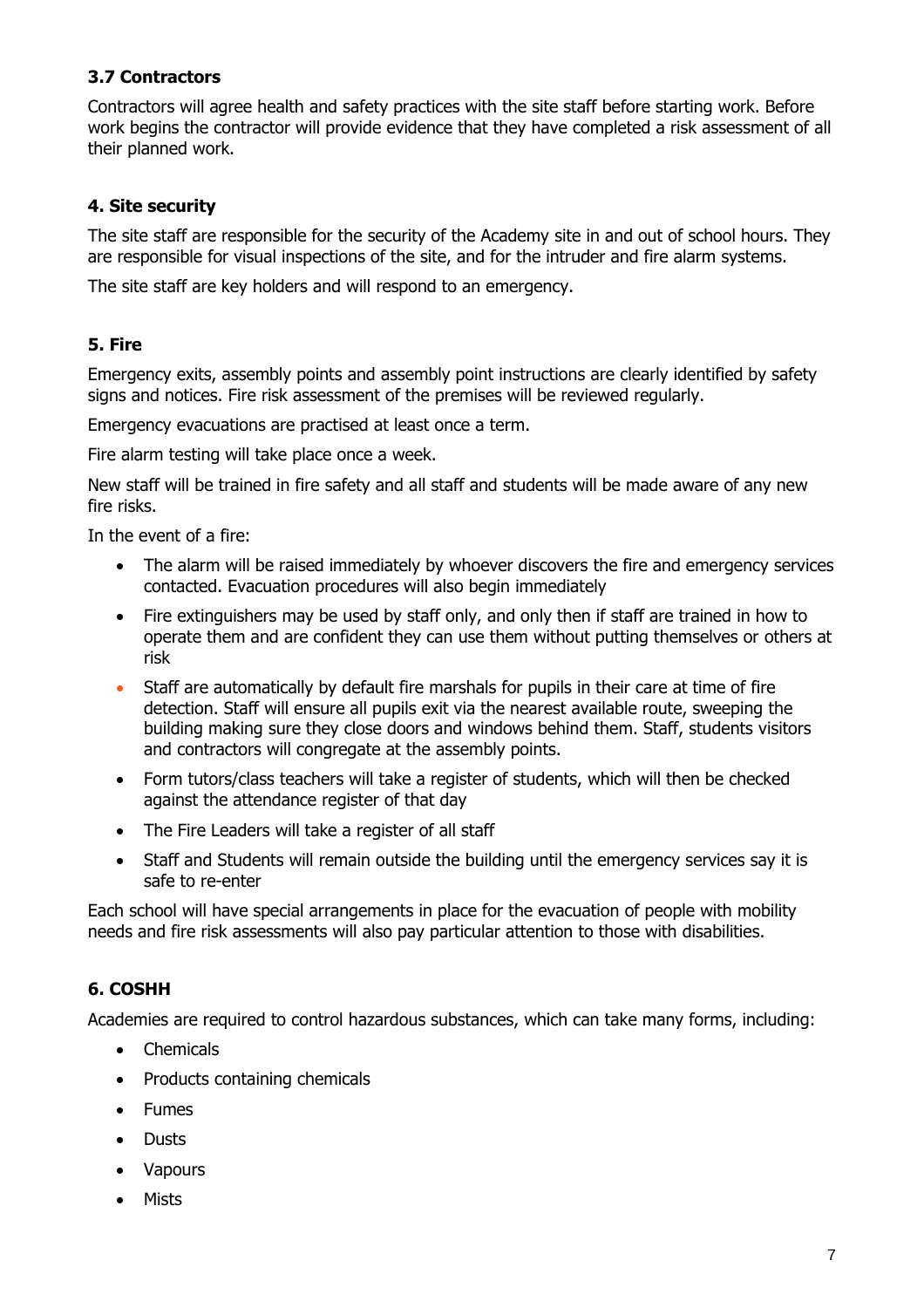### 3.7 Contractors

Contractors will agree health and safety practices with the site staff before starting work. Before work begins the contractor will provide evidence that they have completed a risk assessment of all their planned work.

## 4. Site security

The site staff are responsible for the security of the Academy site in and out of school hours. They are responsible for visual inspections of the site, and for the intruder and fire alarm systems.

The site staff are key holders and will respond to an emergency.

## 5. Fire

Emergency exits, assembly points and assembly point instructions are clearly identified by safety signs and notices. Fire risk assessment of the premises will be reviewed regularly.

Emergency evacuations are practised at least once a term.

Fire alarm testing will take place once a week.

New staff will be trained in fire safety and all staff and students will be made aware of any new fire risks.

In the event of a fire:

- The alarm will be raised immediately by whoever discovers the fire and emergency services contacted. Evacuation procedures will also begin immediately
- Fire extinguishers may be used by staff only, and only then if staff are trained in how to operate them and are confident they can use them without putting themselves or others at risk
- Staff are automatically by default fire marshals for pupils in their care at time of fire detection. Staff will ensure all pupils exit via the nearest available route, sweeping the building making sure they close doors and windows behind them. Staff, students visitors and contractors will congregate at the assembly points.
- Form tutors/class teachers will take a register of students, which will then be checked against the attendance register of that day
- The Fire Leaders will take a register of all staff
- Staff and Students will remain outside the building until the emergency services say it is safe to re-enter

Each school will have special arrangements in place for the evacuation of people with mobility needs and fire risk assessments will also pay particular attention to those with disabilities.

## 6. COSHH

Academies are required to control hazardous substances, which can take many forms, including:

- Chemicals
- Products containing chemicals
- Fumes
- Dusts
- Vapours
- Mists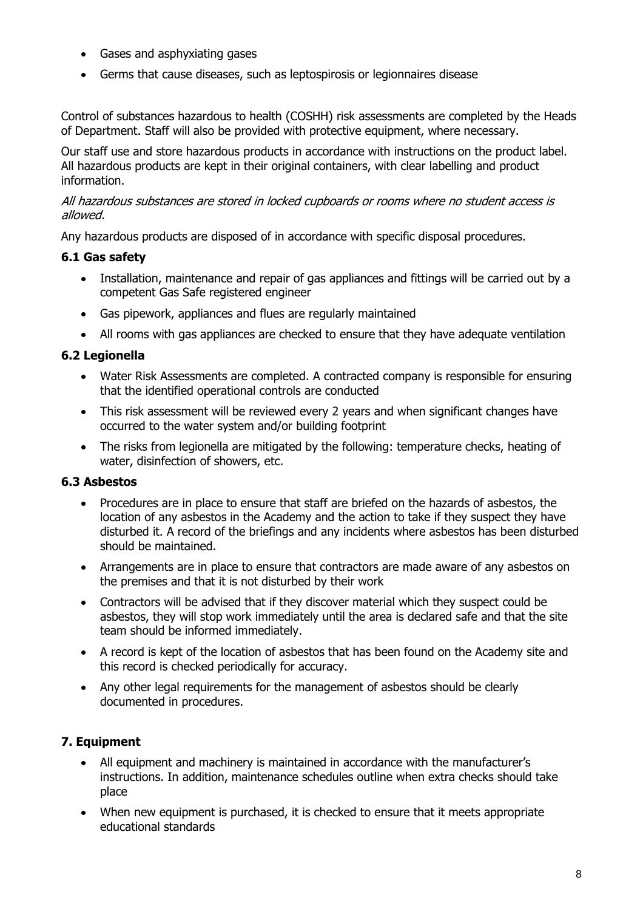- Gases and asphyxiating gases
- Germs that cause diseases, such as leptospirosis or legionnaires disease

Control of substances hazardous to health (COSHH) risk assessments are completed by the Heads of Department. Staff will also be provided with protective equipment, where necessary.

Our staff use and store hazardous products in accordance with instructions on the product label. All hazardous products are kept in their original containers, with clear labelling and product information.

*All hazardous substances are stored in locked cupboards or rooms where no student access is allowed.*

Any hazardous products are disposed of in accordance with specific disposal procedures.

### 6.1 Gas safety

- Installation, maintenance and repair of gas appliances and fittings will be carried out by a competent Gas Safe registered engineer
- Gas pipework, appliances and flues are regularly maintained
- All rooms with gas appliances are checked to ensure that they have adequate ventilation

### 6.2 Legionella

- Water Risk Assessments are completed. A contracted company is responsible for ensuring that the identified operational controls are conducted
- This risk assessment will be reviewed every 2 years and when significant changes have occurred to the water system and/or building footprint
- The risks from legionella are mitigated by the following: temperature checks, heating of water, disinfection of showers, etc.

### 6.3 Asbestos

- Procedures are in place to ensure that staff are briefed on the hazards of asbestos, the location of any asbestos in the Academy and the action to take if they suspect they have disturbed it. A record of the briefings and any incidents where asbestos has been disturbed should be maintained.
- Arrangements are in place to ensure that contractors are made aware of any asbestos on the premises and that it is not disturbed by their work
- Contractors will be advised that if they discover material which they suspect could be asbestos, they will stop work immediately until the area is declared safe and that the site team should be informed immediately.
- A record is kept of the location of asbestos that has been found on the Academy site and this record is checked periodically for accuracy.
- Any other legal requirements for the management of asbestos should be clearly documented in procedures.

## 7. Equipment

- All equipment and machinery is maintained in accordance with the manufacturer's instructions. In addition, maintenance schedules outline when extra checks should take place
- When new equipment is purchased, it is checked to ensure that it meets appropriate educational standards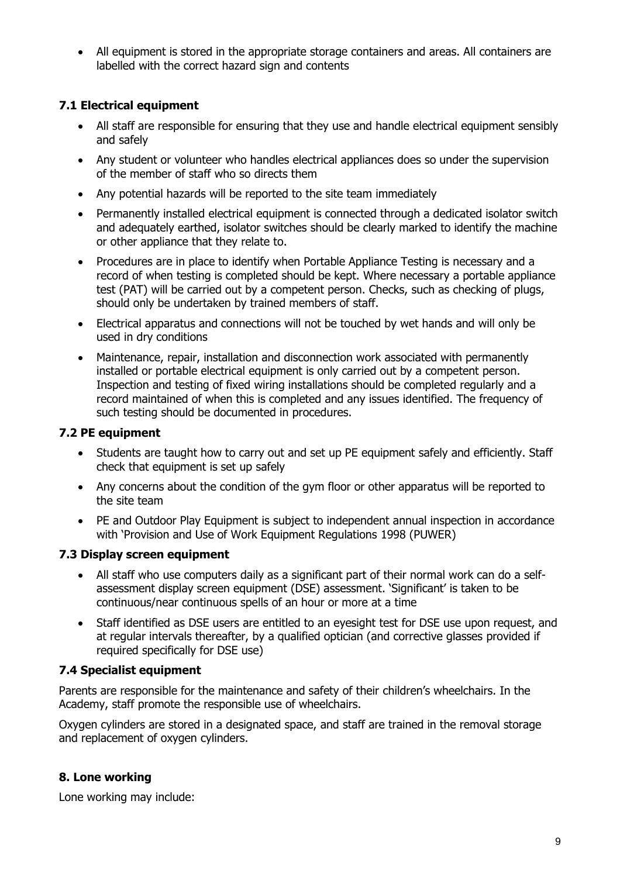- All equipment is stored in the appropriate storage containers and areas. All containers are labelled with the correct hazard sign and contents

### 7.1 Electrical equipment

- All staff are responsible for ensuring that they use and handle electrical equipment sensibly and safely
- Any student or volunteer who handles electrical appliances does so under the supervision of the member of staff who so directs them
- Any potential hazards will be reported to the site team immediately
- Permanently installed electrical equipment is connected through a dedicated isolator switch and adequately earthed, isolator switches should be clearly marked to identify the machine or other appliance that they relate to.
- Procedures are in place to identify when Portable Appliance Testing is necessary and a record of when testing is completed should be kept. Where necessary a portable appliance test (PAT) will be carried out by a competent person. Checks, such as checking of plugs, should only be undertaken by trained members of staff.
- Electrical apparatus and connections will not be touched by wet hands and will only be used in dry conditions
- Maintenance, repair, installation and disconnection work associated with permanently installed or portable electrical equipment is only carried out by a competent person. Inspection and testing of fixed wiring installations should be completed regularly and a record maintained of when this is completed and any issues identified. The frequency of such testing should be documented in procedures.

### 7.2 PE equipment

- Students are taught how to carry out and set up PE equipment safely and efficiently. Staff check that equipment is set up safely
- Any concerns about the condition of the gym floor or other apparatus will be reported to the site team
- PE and Outdoor Play Equipment is subject to independent annual inspection in accordance with 'Provision and Use of Work Equipment Regulations 1998 (PUWER)

### 7.3 Display screen equipment

- All staff who use computers daily as a significant part of their normal work can do a self-assessment display screen equipment (DSE) assessment. 'Significant' is taken to be continuous/near continuous spells of an hour or more at a time
- Staff identified as DSE users are entitled to an eyesight test for DSE use upon request, and at regular intervals thereafter, by a qualified optician (and corrective glasses provided if required specifically for DSE use)

### 7.4 Specialist equipment

Parents are responsible for the maintenance and safety of their children's wheelchairs. In the Academy, staff promote the responsible use of wheelchairs.

Oxygen cylinders are stored in a designated space, and staff are trained in the removal storage and replacement of oxygen cylinders.

## 8. Lone working

Lone working may include: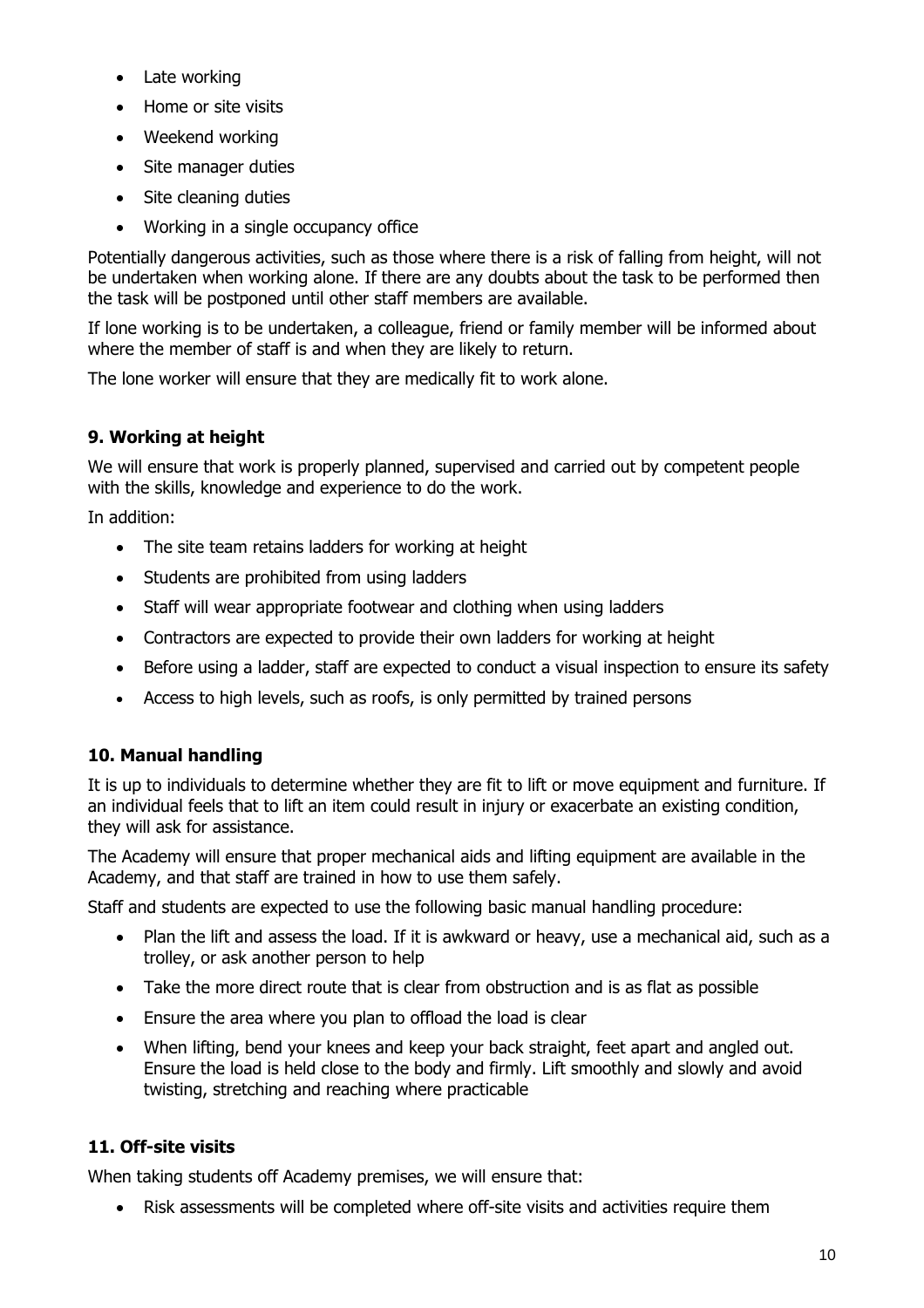- Late working
- Home or site visits
- Weekend working
- Site manager duties
- Site cleaning duties
- Working in a single occupancy office

Potentially dangerous activities, such as those where there is a risk of falling from height, will not be undertaken when working alone. If there are any doubts about the task to be performed then the task will be postponed until other staff members are available.

If lone working is to be undertaken, a colleague, friend or family member will be informed about where the member of staff is and when they are likely to return.

The lone worker will ensure that they are medically fit to work alone.

## 9. Working at height

We will ensure that work is properly planned, supervised and carried out by competent people with the skills, knowledge and experience to do the work.

In addition:

- The site team retains ladders for working at height
- Students are prohibited from using ladders
- Staff will wear appropriate footwear and clothing when using ladders
- Contractors are expected to provide their own ladders for working at height
- Before using a ladder, staff are expected to conduct a visual inspection to ensure its safety
- Access to high levels, such as roofs, is only permitted by trained persons

## 10. Manual handling

It is up to individuals to determine whether they are fit to lift or move equipment and furniture. If an individual feels that to lift an item could result in injury or exacerbate an existing condition, they will ask for assistance.

The Academy will ensure that proper mechanical aids and lifting equipment are available in the Academy, and that staff are trained in how to use them safely.

Staff and students are expected to use the following basic manual handling procedure:

- Plan the lift and assess the load. If it is awkward or heavy, use a mechanical aid, such as a trolley, or ask another person to help
- Take the more direct route that is clear from obstruction and is as flat as possible
- Ensure the area where you plan to offload the load is clear
- When lifting, bend your knees and keep your back straight, feet apart and angled out. Ensure the load is held close to the body and firmly. Lift smoothly and slowly and avoid twisting, stretching and reaching where practicable

## 11. Off-site visits

When taking students off Academy premises, we will ensure that:

- Risk assessments will be completed where off-site visits and activities require them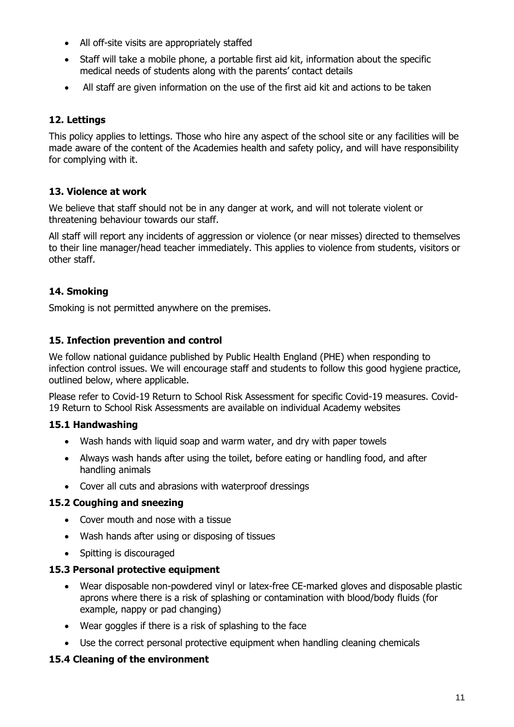- All off-site visits are appropriately staffed
- Staff will take a mobile phone, a portable first aid kit, information about the specific medical needs of students along with the parents' contact details
- All staff are given information on the use of the first aid kit and actions to be taken

### 12. Lettings

This policy applies to lettings. Those who hire any aspect of the school site or any facilities will be made aware of the content of the Academies health and safety policy, and will have responsibility for complying with it.

### 13. Violence at work

We believe that staff should not be in any danger at work, and will not tolerate violent or threatening behaviour towards our staff.

All staff will report any incidents of aggression or violence (or near misses) directed to themselves to their line manager/head teacher immediately. This applies to violence from students, visitors or other staff.

### 14. Smoking

Smoking is not permitted anywhere on the premises.

### 15. Infection prevention and control

We follow national guidance published by Public Health England (PHE) when responding to infection control issues. We will encourage staff and students to follow this good hygiene practice, outlined below, where applicable.

Please refer to Covid-19 Return to School Risk Assessment for specific Covid-19 measures. Covid-19 Return to School Risk Assessments are available on individual Academy websites

#### 15.1 Handwashing

- Wash hands with liquid soap and warm water, and dry with paper towels
- Always wash hands after using the toilet, before eating or handling food, and after handling animals
- Cover all cuts and abrasions with waterproof dressings

#### 15.2 Coughing and sneezing

- Cover mouth and nose with a tissue
- Wash hands after using or disposing of tissues
- Spitting is discouraged

#### 15.3 Personal protective equipment

- Wear disposable non-powdered vinyl or latex-free CE-marked gloves and disposable plastic aprons where there is a risk of splashing or contamination with blood/body fluids (for example, nappy or pad changing)
- Wear goggles if there is a risk of splashing to the face
- Use the correct personal protective equipment when handling cleaning chemicals

#### 15.4 Cleaning of the environment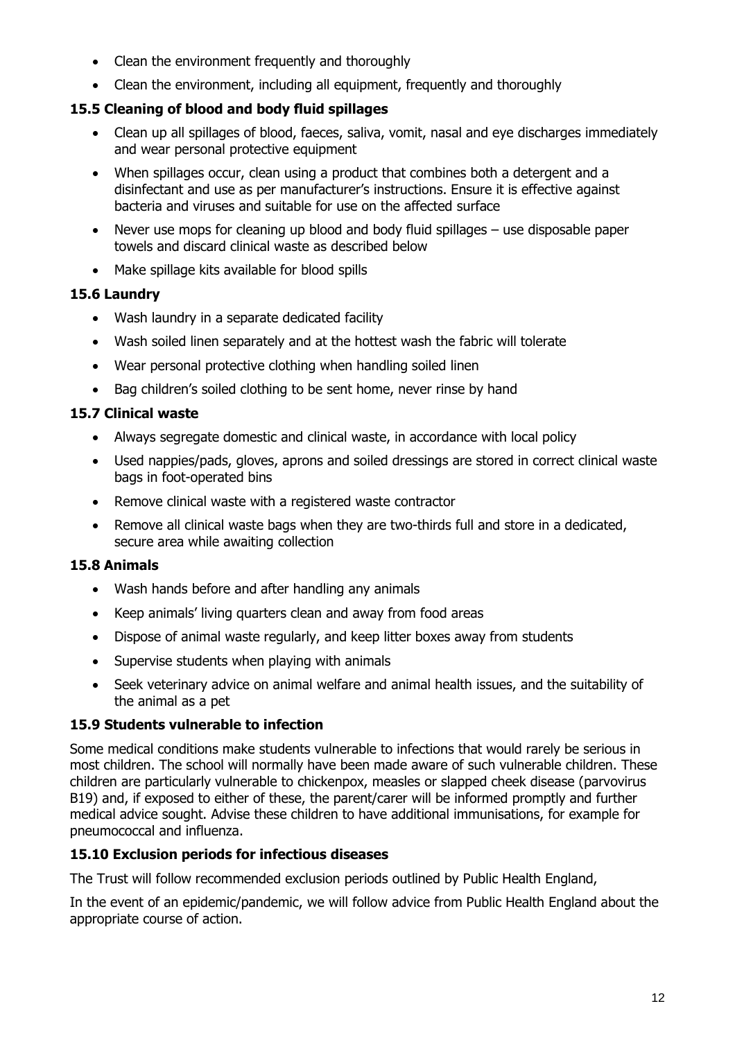- Clean the environment frequently and thoroughly
- Clean the environment, including all equipment, frequently and thoroughly

### 15.5 Cleaning of blood and body fluid spillages

- Clean up all spillages of blood, faeces, saliva, vomit, nasal and eye discharges immediately and wear personal protective equipment
- When spillages occur, clean using a product that combines both a detergent and a disinfectant and use as per manufacturer's instructions. Ensure it is effective against bacteria and viruses and suitable for use on the affected surface
- Never use mops for cleaning up blood and body fluid spillages – use disposable paper towels and discard clinical waste as described below
- Make spillage kits available for blood spills

### 15.6 Laundry

- Wash laundry in a separate dedicated facility
- Wash soiled linen separately and at the hottest wash the fabric will tolerate
- Wear personal protective clothing when handling soiled linen
- Bag children's soiled clothing to be sent home, never rinse by hand

### 15.7 Clinical waste

- Always segregate domestic and clinical waste, in accordance with local policy
- Used nappies/pads, gloves, aprons and soiled dressings are stored in correct clinical waste bags in foot-operated bins
- Remove clinical waste with a registered waste contractor
- Remove all clinical waste bags when they are two-thirds full and store in a dedicated, secure area while awaiting collection

### 15.8 Animals

- Wash hands before and after handling any animals
- Keep animals' living quarters clean and away from food areas
- Dispose of animal waste regularly, and keep litter boxes away from students
- Supervise students when playing with animals
- Seek veterinary advice on animal welfare and animal health issues, and the suitability of the animal as a pet

### 15.9 Students vulnerable to infection

Some medical conditions make students vulnerable to infections that would rarely be serious in most children. The school will normally have been made aware of such vulnerable children. These children are particularly vulnerable to chickenpox, measles or slapped cheek disease (parvovirus B19) and, if exposed to either of these, the parent/carer will be informed promptly and further medical advice sought. Advise these children to have additional immunisations, for example for pneumococcal and influenza.

### 15.10 Exclusion periods for infectious diseases

The Trust will follow recommended exclusion periods outlined by Public Health England,

In the event of an epidemic/pandemic, we will follow advice from Public Health England about the appropriate course of action.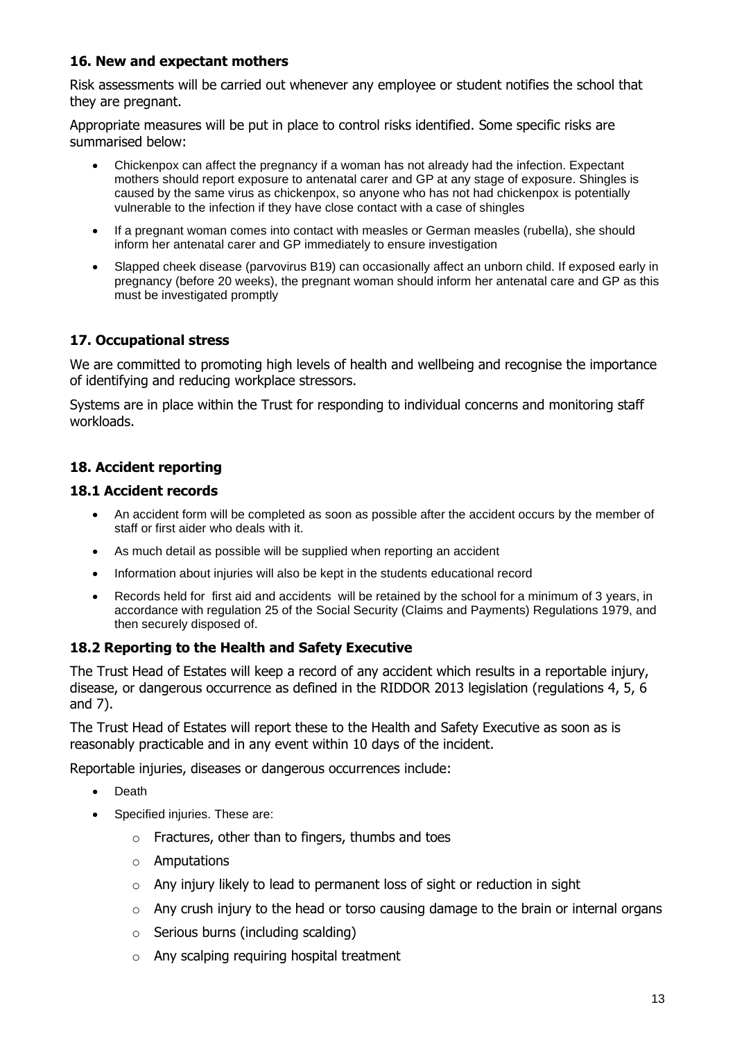## 16. New and expectant mothers

Risk assessments will be carried out whenever any employee or student notifies the school that they are pregnant.

Appropriate measures will be put in place to control risks identified. Some specific risks are summarised below:

- Chickenpox can affect the pregnancy if a woman has not already had the infection. Expectant mothers should report exposure to antenatal carer and GP at any stage of exposure. Shingles is caused by the same virus as chickenpox, so anyone who has not had chickenpox is potentially vulnerable to the infection if they have close contact with a case of shingles
- If a pregnant woman comes into contact with measles or German measles (rubella), she should inform her antenatal carer and GP immediately to ensure investigation
- Slapped cheek disease (parvovirus B19) can occasionally affect an unborn child. If exposed early in pregnancy (before 20 weeks), the pregnant woman should inform her antenatal care and GP as this must be investigated promptly

## 17. Occupational stress

We are committed to promoting high levels of health and wellbeing and recognise the importance of identifying and reducing workplace stressors.

Systems are in place within the Trust for responding to individual concerns and monitoring staff workloads.

## 18. Accident reporting

### 18.1 Accident records

- An accident form will be completed as soon as possible after the accident occurs by the member of staff or first aider who deals with it.
- As much detail as possible will be supplied when reporting an accident
- Information about injuries will also be kept in the students educational record
- Records held for first aid and accidents will be retained by the school for a minimum of 3 years, in accordance with regulation 25 of the Social Security (Claims and Payments) Regulations 1979, and then securely disposed of.

### 18.2 Reporting to the Health and Safety Executive

The Trust Head of Estates will keep a record of any accident which results in a reportable injury, disease, or dangerous occurrence as defined in the RIDDOR 2013 legislation (regulations 4, 5, 6 and 7).

The Trust Head of Estates will report these to the Health and Safety Executive as soon as is reasonably practicable and in any event within 10 days of the incident.

Reportable injuries, diseases or dangerous occurrences include:

- Death
- Specified injuries. These are:
  - Fractures, other than to fingers, thumbs and toes
  - Amputations
  - Any injury likely to lead to permanent loss of sight or reduction in sight
  - Any crush injury to the head or torso causing damage to the brain or internal organs
  - Serious burns (including scalding)
  - Any scalping requiring hospital treatment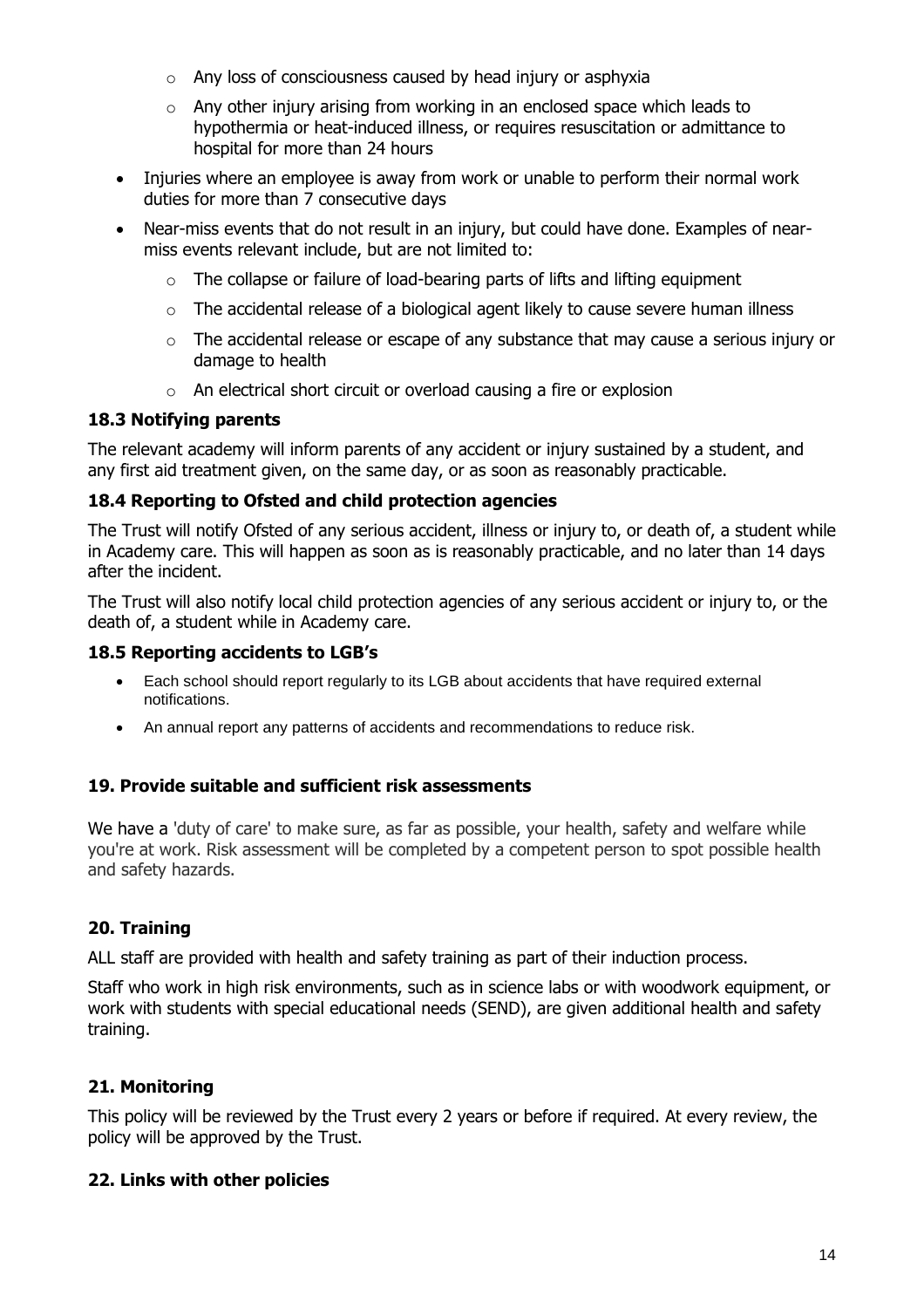- Any loss of consciousness caused by head injury or asphyxia
  - Any other injury arising from working in an enclosed space which leads to hypothermia or heat-induced illness, or requires resuscitation or admittance to hospital for more than 24 hours
- Injuries where an employee is away from work or unable to perform their normal work duties for more than 7 consecutive days
- Near-miss events that do not result in an injury, but could have done. Examples of near-miss events relevant include, but are not limited to:
  - The collapse or failure of load-bearing parts of lifts and lifting equipment
  - The accidental release of a biological agent likely to cause severe human illness
  - The accidental release or escape of any substance that may cause a serious injury or damage to health
  - An electrical short circuit or overload causing a fire or explosion

### 18.3 Notifying parents

The relevant academy will inform parents of any accident or injury sustained by a student, and any first aid treatment given, on the same day, or as soon as reasonably practicable.

### 18.4 Reporting to Ofsted and child protection agencies

The Trust will notify Ofsted of any serious accident, illness or injury to, or death of, a student while in Academy care. This will happen as soon as is reasonably practicable, and no later than 14 days after the incident.

The Trust will also notify local child protection agencies of any serious accident or injury to, or the death of, a student while in Academy care.

### 18.5 Reporting accidents to LGB's

- Each school should report regularly to its LGB about accidents that have required external notifications.
- An annual report any patterns of accidents and recommendations to reduce risk.

## 19. Provide suitable and sufficient risk assessments

We have a 'duty of care' to make sure, as far as possible, your health, safety and welfare while you're at work. Risk assessment will be completed by a competent person to spot possible health and safety hazards.

## 20. Training

ALL staff are provided with health and safety training as part of their induction process.

Staff who work in high risk environments, such as in science labs or with woodwork equipment, or work with students with special educational needs (SEND), are given additional health and safety training.

## 21. Monitoring

This policy will be reviewed by the Trust every 2 years or before if required. At every review, the policy will be approved by the Trust.

## 22. Links with other policies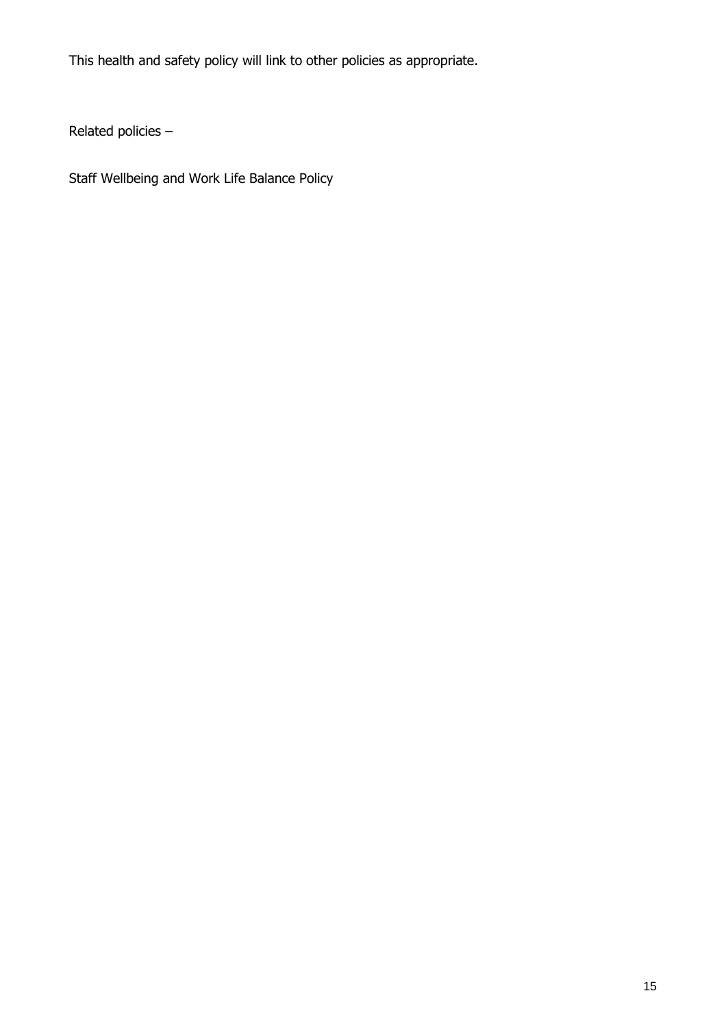This health and safety policy will link to other policies as appropriate.

Related policies –

Staff Wellbeing and Work Life Balance Policy